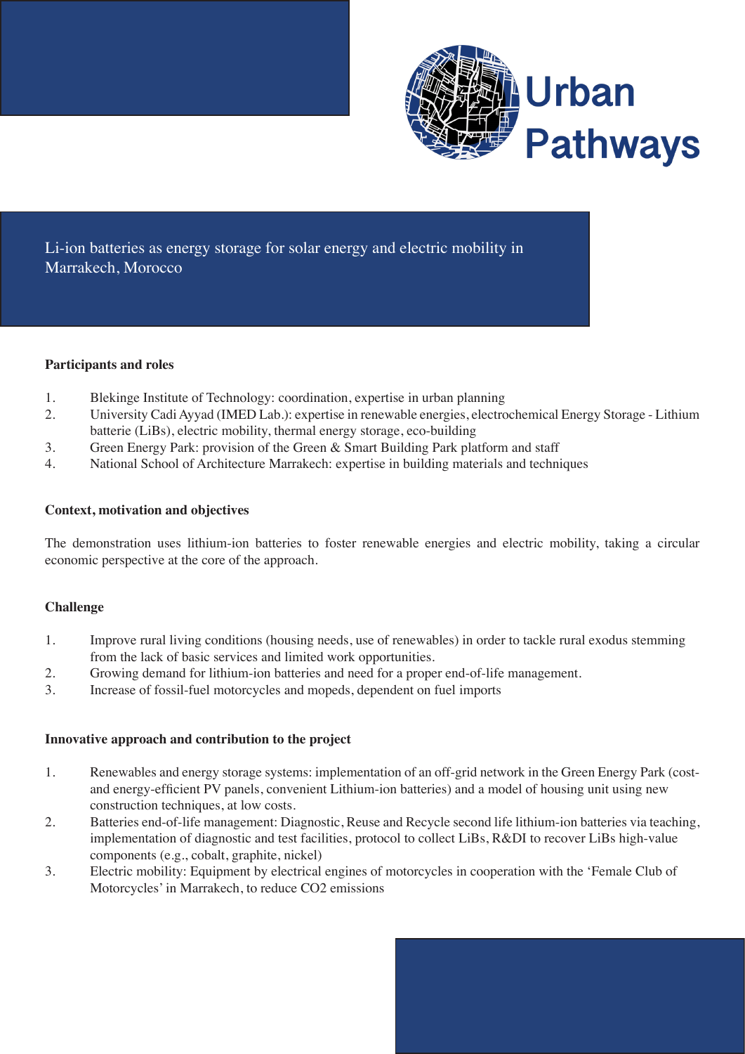Urban Pathways

# Li-ion batteries as energy storage for solar energy and electric mobility in Marrakech, Morocco

### Participants and roles

1. Blekinge Institute of Technology: coordination, expertise in urban planning
2. University Cadi Ayyad (IMED Lab.): expertise in renewable energies, electrochemical Energy Storage - Lithium batterie (LiBs), electric mobility, thermal energy storage, eco-building
3. Green Energy Park: provision of the Green & Smart Building Park platform and staff
4. National School of Architecture Marrakech: expertise in building materials and techniques

### Context, motivation and objectives

The demonstration uses lithium-ion batteries to foster renewable energies and electric mobility, taking a circular economic perspective at the core of the approach.

### Challenge

1. Improve rural living conditions (housing needs, use of renewables) in order to tackle rural exodus stemming from the lack of basic services and limited work opportunities.
2. Growing demand for lithium-ion batteries and need for a proper end-of-life management.
3. Increase of fossil-fuel motorcycles and mopeds, dependent on fuel imports

### Innovative approach and contribution to the project

1. Renewables and energy storage systems: implementation of an off-grid network in the Green Energy Park (cost- and energy-efficient PV panels, convenient Lithium-ion batteries) and a model of housing unit using new construction techniques, at low costs.
2. Batteries end-of-life management: Diagnostic, Reuse and Recycle second life lithium-ion batteries via teaching, implementation of diagnostic and test facilities, protocol to collect LiBs, R&DI to recover LiBs high-value components (e.g., cobalt, graphite, nickel)
3. Electric mobility: Equipment by electrical engines of motorcycles in cooperation with the 'Female Club of Motorcycles' in Marrakech, to reduce $CO_2$ emissions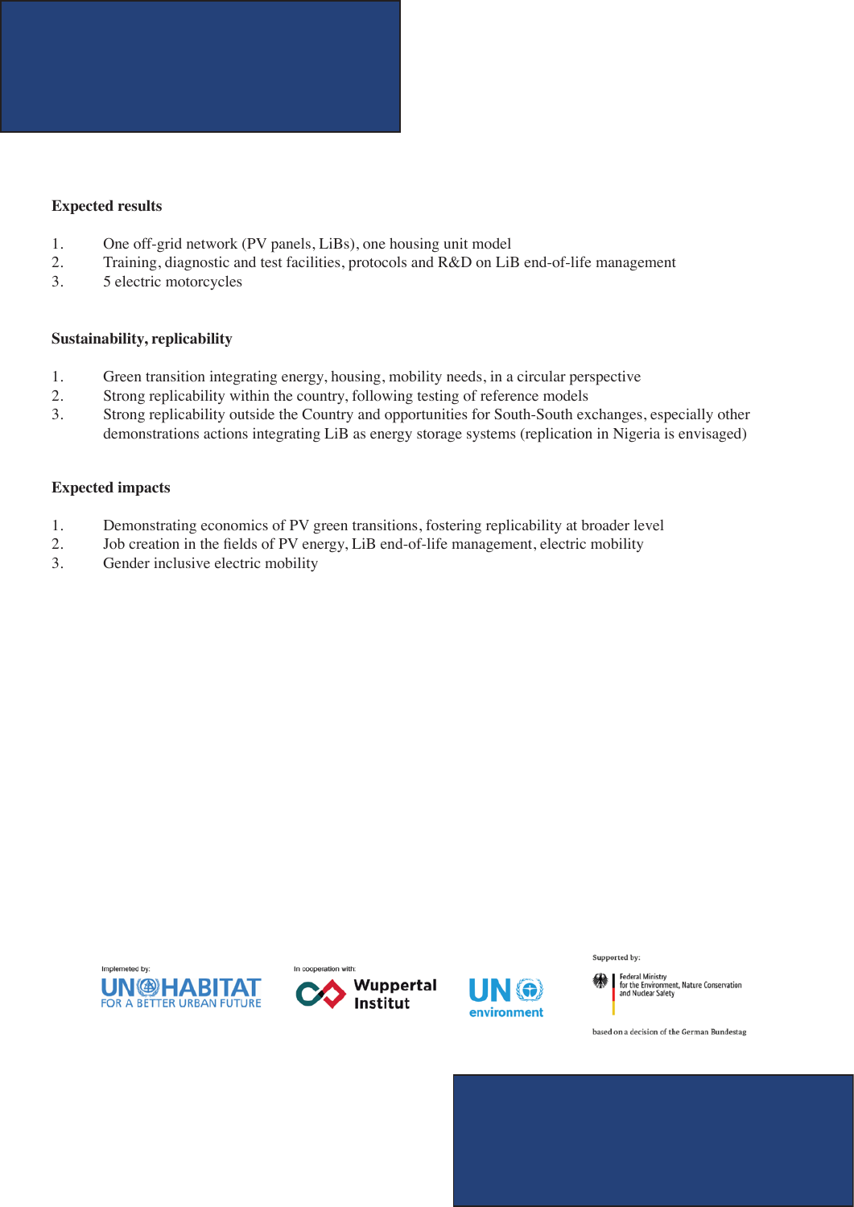**Expected results**

1. One off-grid network (PV panels, LiBs), one housing unit model
2. Training, diagnostic and test facilities, protocols and R&D on LiB end-of-life management
3. 5 electric motorcycles

**Sustainability, replicability**

1. Green transition integrating energy, housing, mobility needs, in a circular perspective
2. Strong replicability within the country, following testing of reference models
3. Strong replicability outside the Country and opportunities for South-South exchanges, especially other demonstrations actions integrating LiB as energy storage systems (replication in Nigeria is envisaged)

**Expected impacts**

1. Demonstrating economics of PV green transitions, fostering replicability at broader level
2. Job creation in the fields of PV energy, LiB end-of-life management, electric mobility
3. Gender inclusive electric mobility

Implemented by: UN-HABITAT FOR A BETTER URBAN FUTURE

In cooperation with: Wuppertal Institut

UN environment

Supported by: Federal Ministry for the Environment, Nature Conservation and Nuclear Safety

based on a decision of the German Bundestag